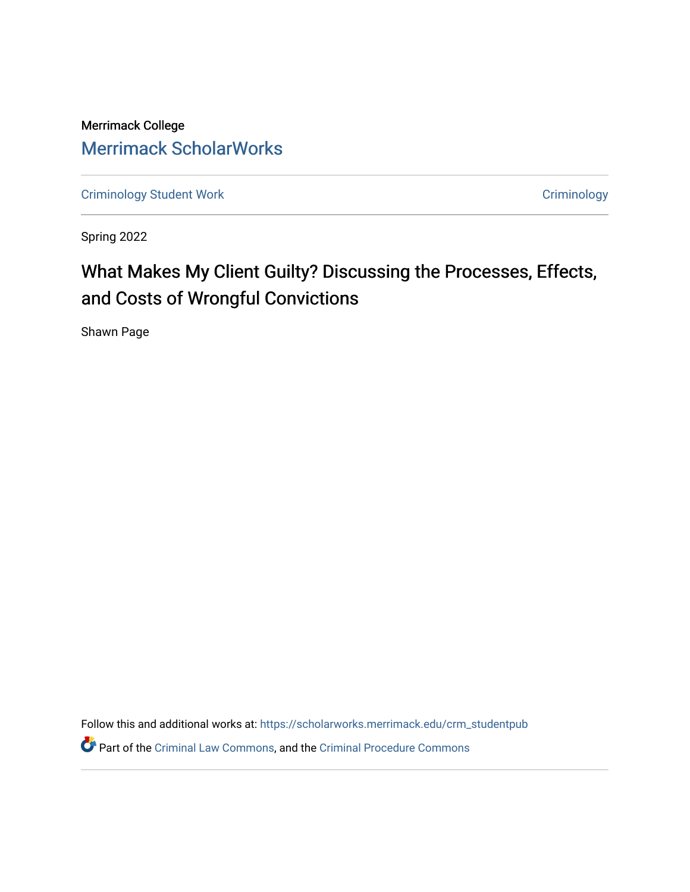Merrimack College

Merrimack ScholarWorks

Criminology Student Work

Criminology

Spring 2022

# What Makes My Client Guilty? Discussing the Processes, Effects, and Costs of Wrongful Convictions

Shawn Page

Follow this and additional works at: https://scholarworks.merrimack.edu/crm_studentpub

Part of the Criminal Law Commons, and the Criminal Procedure Commons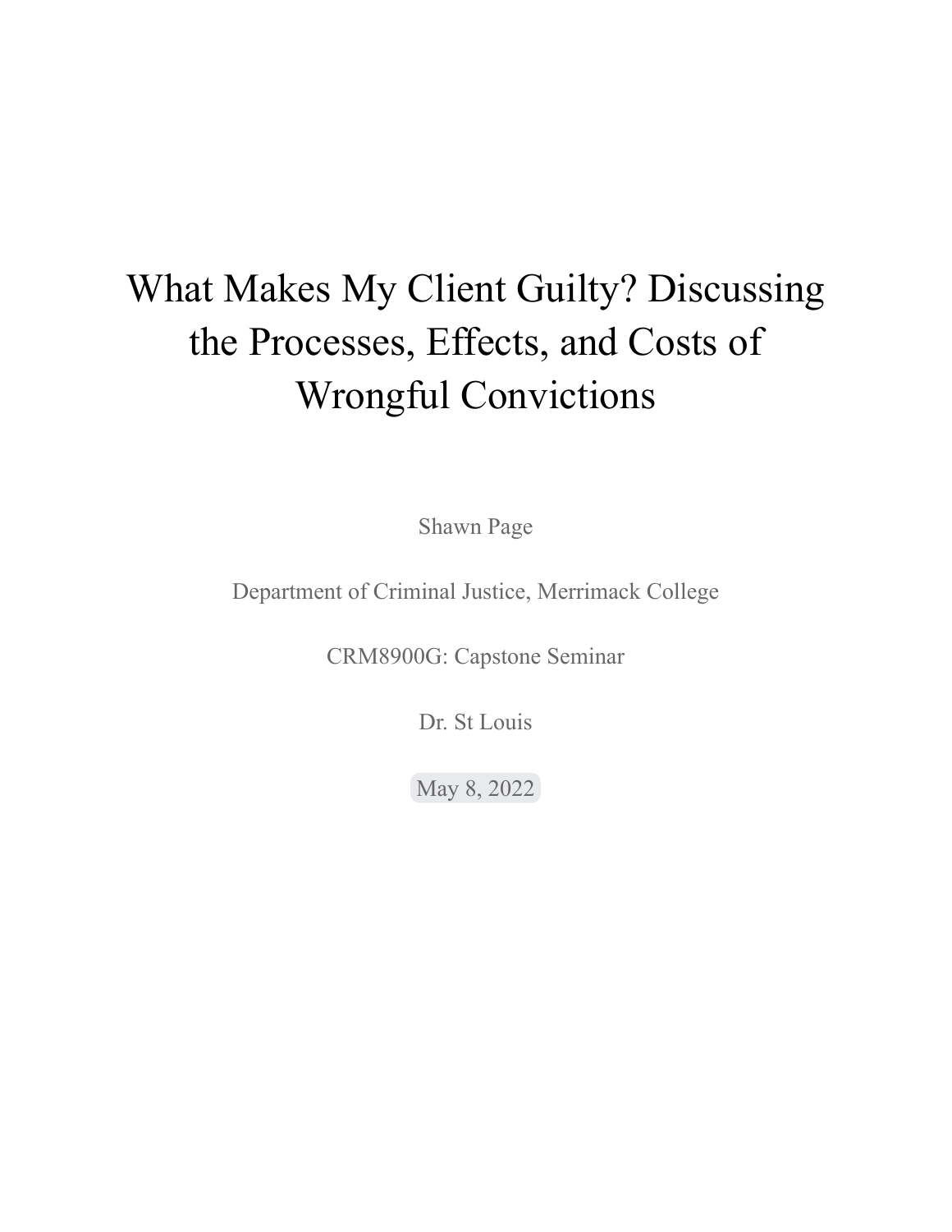# What Makes My Client Guilty? Discussing the Processes, Effects, and Costs of Wrongful Convictions

Shawn Page

Department of Criminal Justice, Merrimack College

CRM8900G: Capstone Seminar

Dr. St Louis

May 8, 2022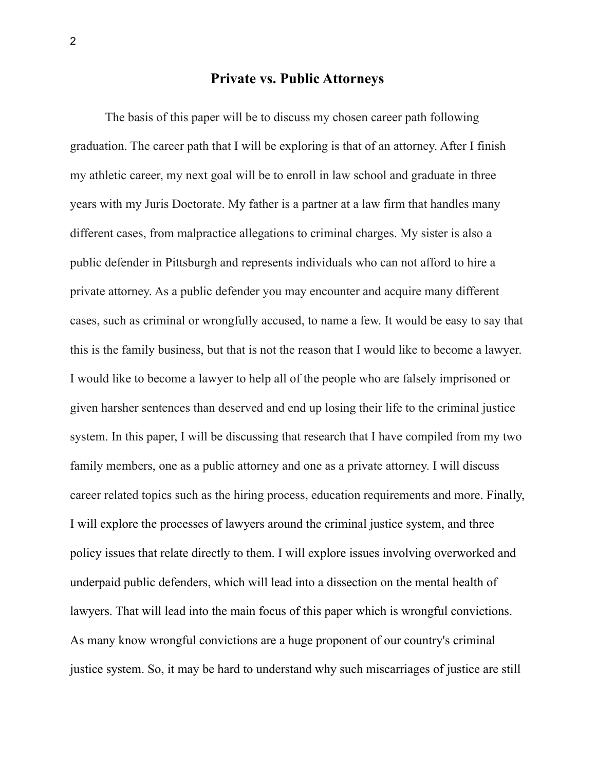# Private vs. Public Attorneys

The basis of this paper will be to discuss my chosen career path following graduation. The career path that I will be exploring is that of an attorney. After I finish my athletic career, my next goal will be to enroll in law school and graduate in three years with my Juris Doctorate. My father is a partner at a law firm that handles many different cases, from malpractice allegations to criminal charges. My sister is also a public defender in Pittsburgh and represents individuals who can not afford to hire a private attorney. As a public defender you may encounter and acquire many different cases, such as criminal or wrongfully accused, to name a few. It would be easy to say that this is the family business, but that is not the reason that I would like to become a lawyer. I would like to become a lawyer to help all of the people who are falsely imprisoned or given harsher sentences than deserved and end up losing their life to the criminal justice system. In this paper, I will be discussing that research that I have compiled from my two family members, one as a public attorney and one as a private attorney. I will discuss career related topics such as the hiring process, education requirements and more. Finally, I will explore the processes of lawyers around the criminal justice system, and three policy issues that relate directly to them. I will explore issues involving overworked and underpaid public defenders, which will lead into a dissection on the mental health of lawyers. That will lead into the main focus of this paper which is wrongful convictions. As many know wrongful convictions are a huge proponent of our country's criminal justice system. So, it may be hard to understand why such miscarriages of justice are still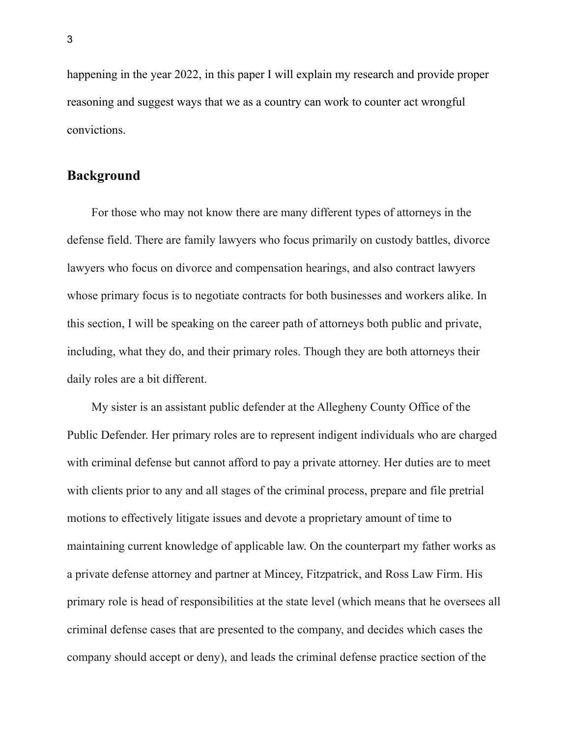happening in the year 2022, in this paper I will explain my research and provide proper reasoning and suggest ways that we as a country can work to counter act wrongful convictions.

## Background

For those who may not know there are many different types of attorneys in the defense field. There are family lawyers who focus primarily on custody battles, divorce lawyers who focus on divorce and compensation hearings, and also contract lawyers whose primary focus is to negotiate contracts for both businesses and workers alike. In this section, I will be speaking on the career path of attorneys both public and private, including, what they do, and their primary roles. Though they are both attorneys their daily roles are a bit different.

My sister is an assistant public defender at the Allegheny County Office of the Public Defender. Her primary roles are to represent indigent individuals who are charged with criminal defense but cannot afford to pay a private attorney. Her duties are to meet with clients prior to any and all stages of the criminal process, prepare and file pretrial motions to effectively litigate issues and devote a proprietary amount of time to maintaining current knowledge of applicable law. On the counterpart my father works as a private defense attorney and partner at Mincey, Fitzpatrick, and Ross Law Firm. His primary role is head of responsibilities at the state level (which means that he oversees all criminal defense cases that are presented to the company, and decides which cases the company should accept or deny), and leads the criminal defense practice section of the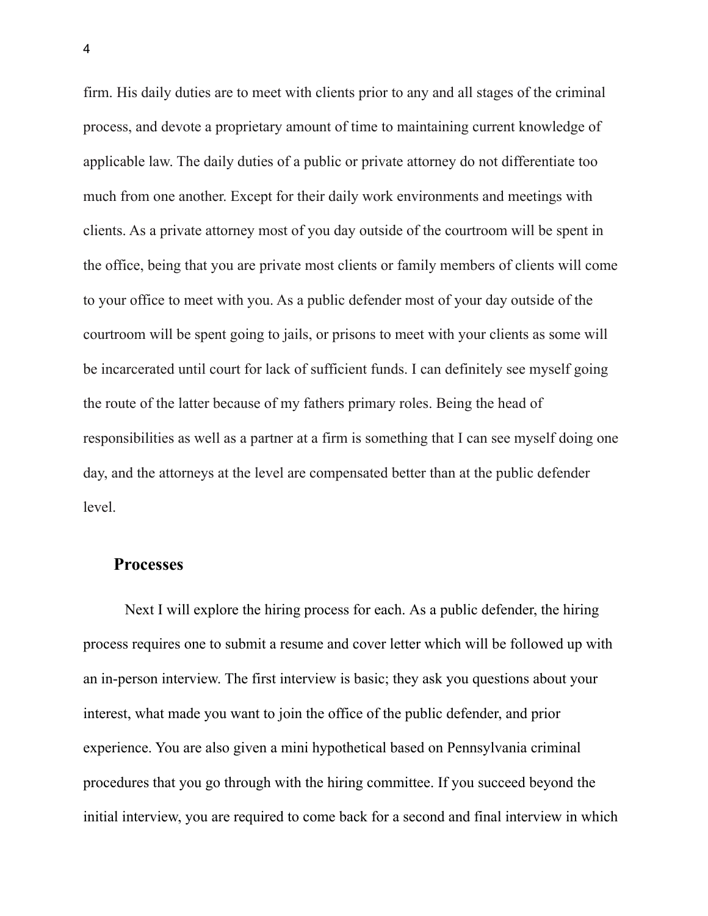firm. His daily duties are to meet with clients prior to any and all stages of the criminal process, and devote a proprietary amount of time to maintaining current knowledge of applicable law. The daily duties of a public or private attorney do not differentiate too much from one another. Except for their daily work environments and meetings with clients. As a private attorney most of you day outside of the courtroom will be spent in the office, being that you are private most clients or family members of clients will come to your office to meet with you. As a public defender most of your day outside of the courtroom will be spent going to jails, or prisons to meet with your clients as some will be incarcerated until court for lack of sufficient funds. I can definitely see myself going the route of the latter because of my fathers primary roles. Being the head of responsibilities as well as a partner at a firm is something that I can see myself doing one day, and the attorneys at the level are compensated better than at the public defender level.

## Processes

Next I will explore the hiring process for each. As a public defender, the hiring process requires one to submit a resume and cover letter which will be followed up with an in-person interview. The first interview is basic; they ask you questions about your interest, what made you want to join the office of the public defender, and prior experience. You are also given a mini hypothetical based on Pennsylvania criminal procedures that you go through with the hiring committee. If you succeed beyond the initial interview, you are required to come back for a second and final interview in which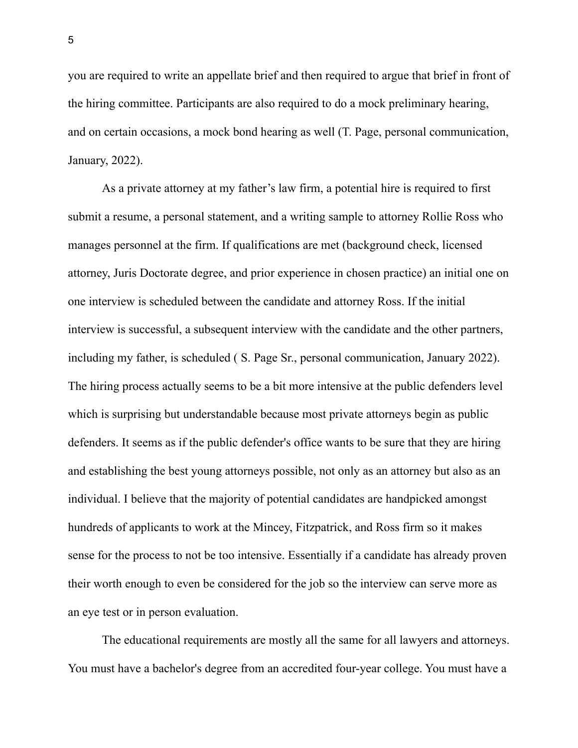you are required to write an appellate brief and then required to argue that brief in front of the hiring committee. Participants are also required to do a mock preliminary hearing, and on certain occasions, a mock bond hearing as well (T. Page, personal communication, January, 2022).

As a private attorney at my father's law firm, a potential hire is required to first submit a resume, a personal statement, and a writing sample to attorney Rollie Ross who manages personnel at the firm. If qualifications are met (background check, licensed attorney, Juris Doctorate degree, and prior experience in chosen practice) an initial one on one interview is scheduled between the candidate and attorney Ross. If the initial interview is successful, a subsequent interview with the candidate and the other partners, including my father, is scheduled ( S. Page Sr., personal communication, January 2022). The hiring process actually seems to be a bit more intensive at the public defenders level which is surprising but understandable because most private attorneys begin as public defenders. It seems as if the public defender's office wants to be sure that they are hiring and establishing the best young attorneys possible, not only as an attorney but also as an individual. I believe that the majority of potential candidates are handpicked amongst hundreds of applicants to work at the Mincey, Fitzpatrick, and Ross firm so it makes sense for the process to not be too intensive. Essentially if a candidate has already proven their worth enough to even be considered for the job so the interview can serve more as an eye test or in person evaluation.

The educational requirements are mostly all the same for all lawyers and attorneys. You must have a bachelor's degree from an accredited four-year college. You must have a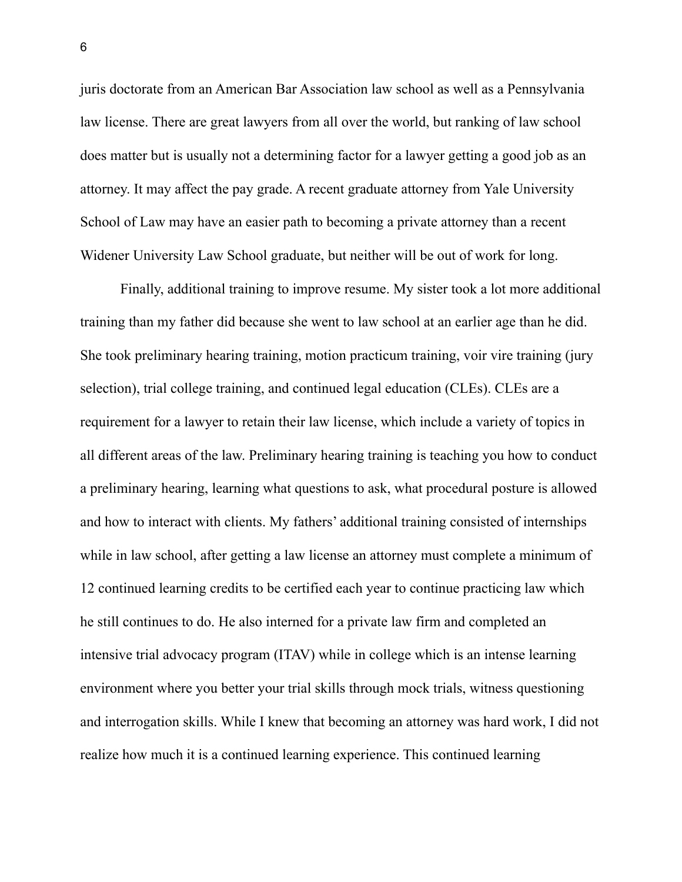juris doctorate from an American Bar Association law school as well as a Pennsylvania law license. There are great lawyers from all over the world, but ranking of law school does matter but is usually not a determining factor for a lawyer getting a good job as an attorney. It may affect the pay grade. A recent graduate attorney from Yale University School of Law may have an easier path to becoming a private attorney than a recent Widener University Law School graduate, but neither will be out of work for long.

Finally, additional training to improve resume. My sister took a lot more additional training than my father did because she went to law school at an earlier age than he did. She took preliminary hearing training, motion practicum training, voir vire training (jury selection), trial college training, and continued legal education (CLEs). CLEs are a requirement for a lawyer to retain their law license, which include a variety of topics in all different areas of the law. Preliminary hearing training is teaching you how to conduct a preliminary hearing, learning what questions to ask, what procedural posture is allowed and how to interact with clients. My fathers' additional training consisted of internships while in law school, after getting a law license an attorney must complete a minimum of 12 continued learning credits to be certified each year to continue practicing law which he still continues to do. He also interned for a private law firm and completed an intensive trial advocacy program (ITAV) while in college which is an intense learning environment where you better your trial skills through mock trials, witness questioning and interrogation skills. While I knew that becoming an attorney was hard work, I did not realize how much it is a continued learning experience. This continued learning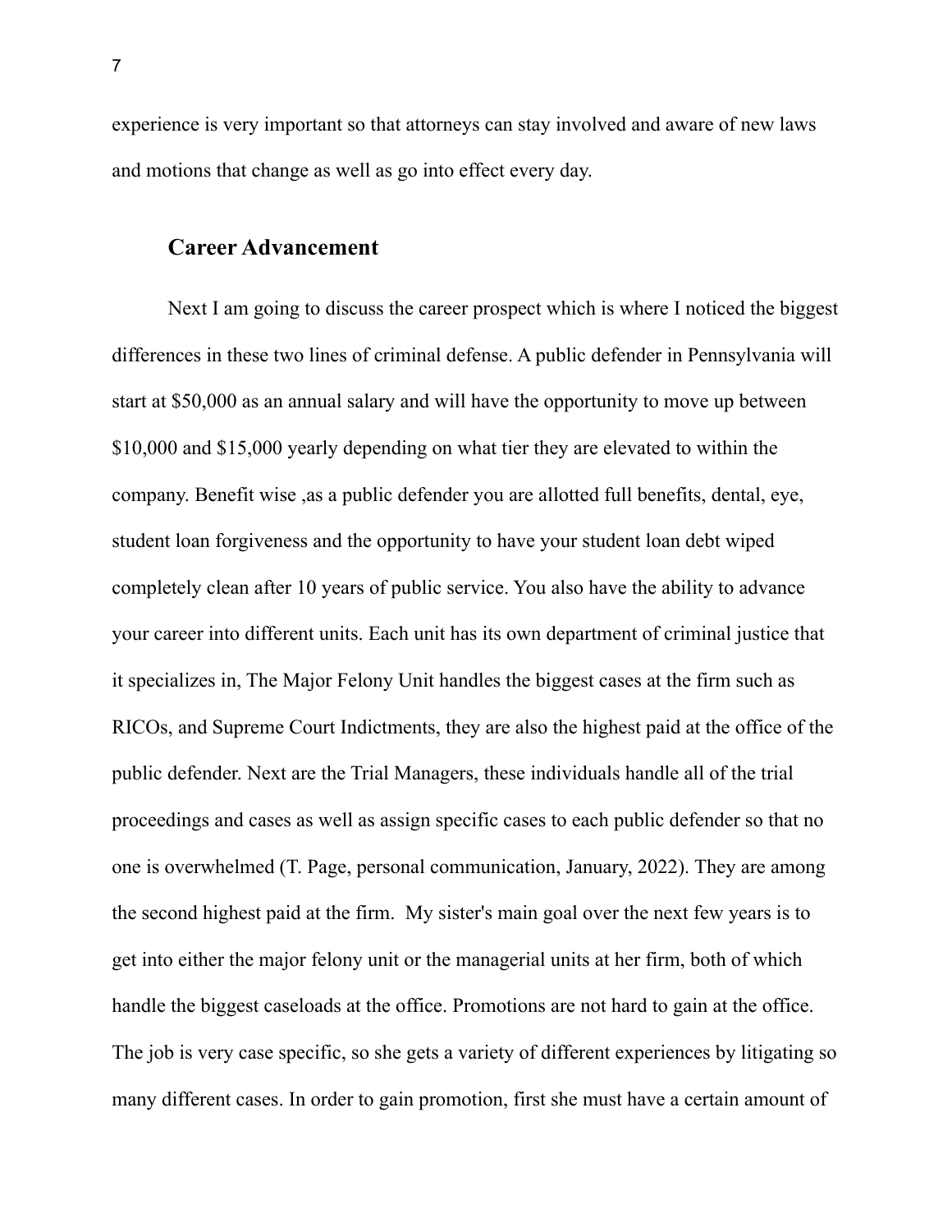experience is very important so that attorneys can stay involved and aware of new laws and motions that change as well as go into effect every day.

## Career Advancement

Next I am going to discuss the career prospect which is where I noticed the biggest differences in these two lines of criminal defense. A public defender in Pennsylvania will start at $50,000 as an annual salary and will have the opportunity to move up between $10,000 and $15,000 yearly depending on what tier they are elevated to within the company. Benefit wise ,as a public defender you are allotted full benefits, dental, eye, student loan forgiveness and the opportunity to have your student loan debt wiped completely clean after 10 years of public service. You also have the ability to advance your career into different units. Each unit has its own department of criminal justice that it specializes in, The Major Felony Unit handles the biggest cases at the firm such as RICOs, and Supreme Court Indictments, they are also the highest paid at the office of the public defender. Next are the Trial Managers, these individuals handle all of the trial proceedings and cases as well as assign specific cases to each public defender so that no one is overwhelmed (T. Page, personal communication, January, 2022). They are among the second highest paid at the firm. My sister's main goal over the next few years is to get into either the major felony unit or the managerial units at her firm, both of which handle the biggest caseloads at the office. Promotions are not hard to gain at the office. The job is very case specific, so she gets a variety of different experiences by litigating so many different cases. In order to gain promotion, first she must have a certain amount of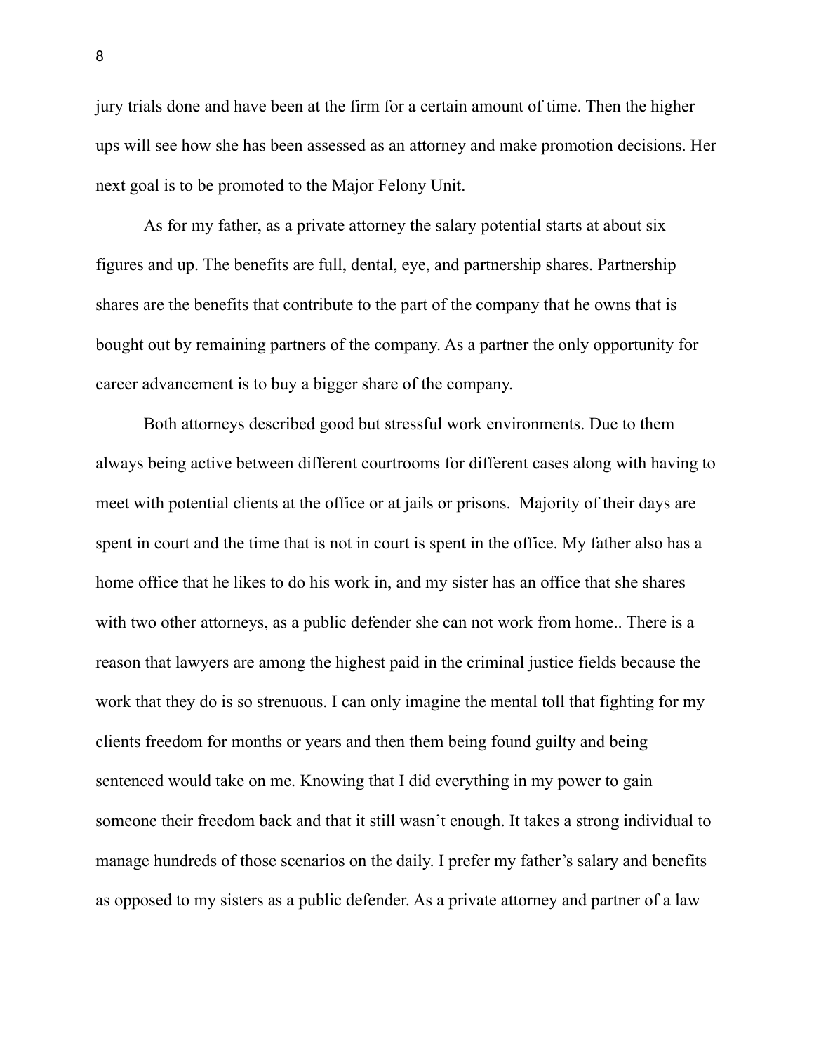jury trials done and have been at the firm for a certain amount of time. Then the higher ups will see how she has been assessed as an attorney and make promotion decisions. Her next goal is to be promoted to the Major Felony Unit.

As for my father, as a private attorney the salary potential starts at about six figures and up. The benefits are full, dental, eye, and partnership shares. Partnership shares are the benefits that contribute to the part of the company that he owns that is bought out by remaining partners of the company. As a partner the only opportunity for career advancement is to buy a bigger share of the company.

Both attorneys described good but stressful work environments. Due to them always being active between different courtrooms for different cases along with having to meet with potential clients at the office or at jails or prisons.  Majority of their days are spent in court and the time that is not in court is spent in the office. My father also has a home office that he likes to do his work in, and my sister has an office that she shares with two other attorneys, as a public defender she can not work from home.. There is a reason that lawyers are among the highest paid in the criminal justice fields because the work that they do is so strenuous. I can only imagine the mental toll that fighting for my clients freedom for months or years and then them being found guilty and being sentenced would take on me. Knowing that I did everything in my power to gain someone their freedom back and that it still wasn't enough. It takes a strong individual to manage hundreds of those scenarios on the daily. I prefer my father's salary and benefits as opposed to my sisters as a public defender. As a private attorney and partner of a law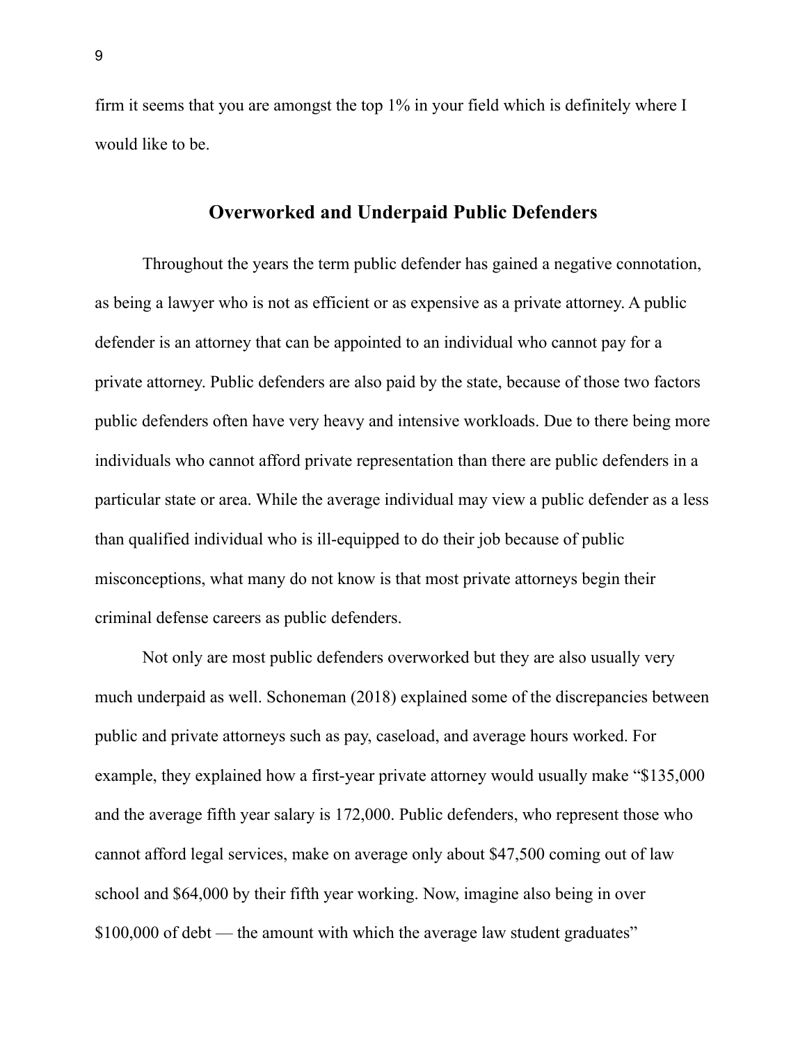firm it seems that you are amongst the top 1% in your field which is definitely where I would like to be.

## Overworked and Underpaid Public Defenders

Throughout the years the term public defender has gained a negative connotation, as being a lawyer who is not as efficient or as expensive as a private attorney. A public defender is an attorney that can be appointed to an individual who cannot pay for a private attorney. Public defenders are also paid by the state, because of those two factors public defenders often have very heavy and intensive workloads. Due to there being more individuals who cannot afford private representation than there are public defenders in a particular state or area. While the average individual may view a public defender as a less than qualified individual who is ill-equipped to do their job because of public misconceptions, what many do not know is that most private attorneys begin their criminal defense careers as public defenders.

Not only are most public defenders overworked but they are also usually very much underpaid as well. Schoneman (2018) explained some of the discrepancies between public and private attorneys such as pay, caseload, and average hours worked. For example, they explained how a first-year private attorney would usually make "$135,000 and the average fifth year salary is 172,000. Public defenders, who represent those who cannot afford legal services, make on average only about $47,500 coming out of law school and $64,000 by their fifth year working. Now, imagine also being in over $100,000 of debt — the amount with which the average law student graduates"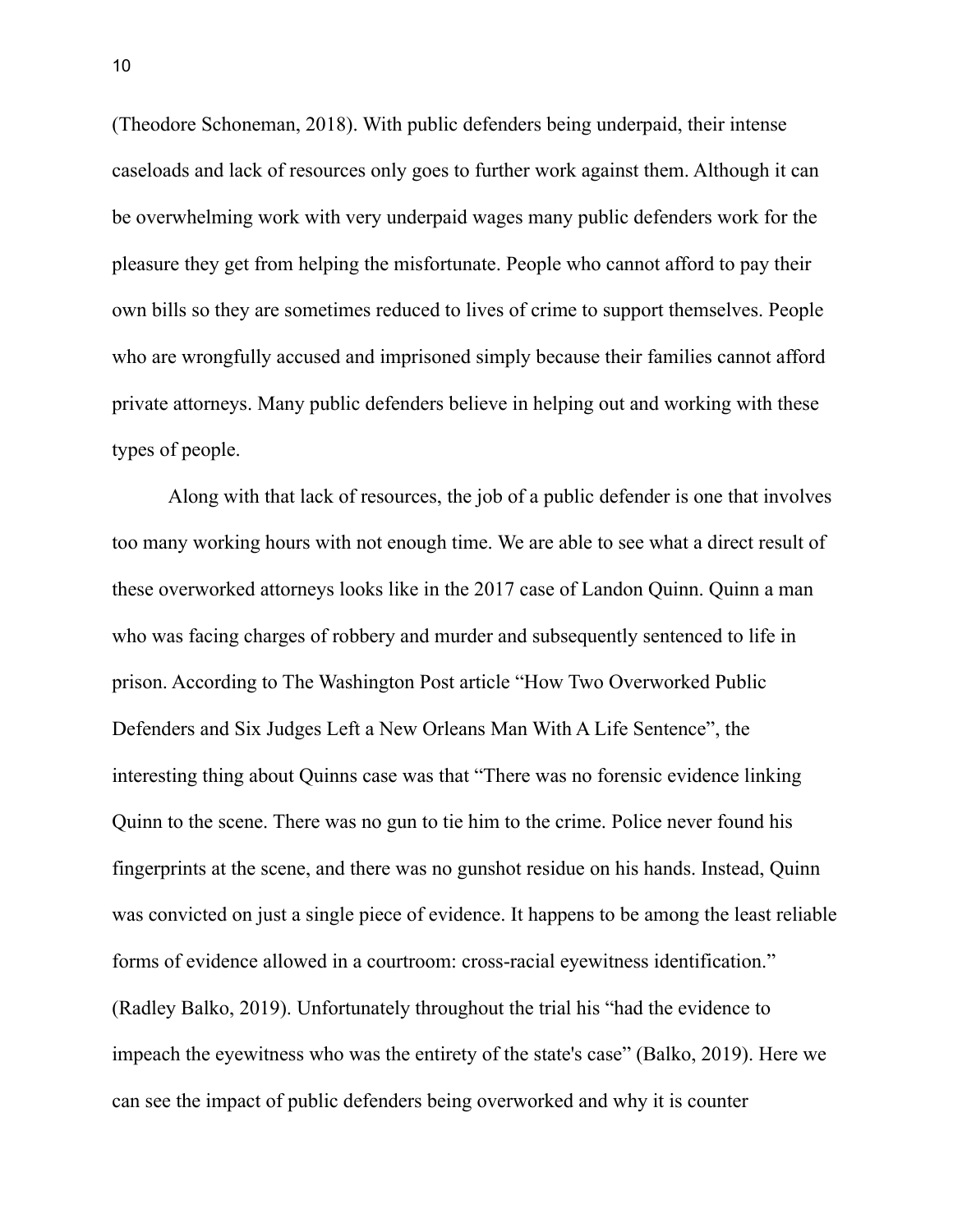(Theodore Schoneman, 2018). With public defenders being underpaid, their intense caseloads and lack of resources only goes to further work against them. Although it can be overwhelming work with very underpaid wages many public defenders work for the pleasure they get from helping the misfortunate. People who cannot afford to pay their own bills so they are sometimes reduced to lives of crime to support themselves. People who are wrongfully accused and imprisoned simply because their families cannot afford private attorneys. Many public defenders believe in helping out and working with these types of people.

Along with that lack of resources, the job of a public defender is one that involves too many working hours with not enough time. We are able to see what a direct result of these overworked attorneys looks like in the 2017 case of Landon Quinn. Quinn a man who was facing charges of robbery and murder and subsequently sentenced to life in prison. According to The Washington Post article "How Two Overworked Public Defenders and Six Judges Left a New Orleans Man With A Life Sentence", the interesting thing about Quinns case was that "There was no forensic evidence linking Quinn to the scene. There was no gun to tie him to the crime. Police never found his fingerprints at the scene, and there was no gunshot residue on his hands. Instead, Quinn was convicted on just a single piece of evidence. It happens to be among the least reliable forms of evidence allowed in a courtroom: cross-racial eyewitness identification." (Radley Balko, 2019). Unfortunately throughout the trial his "had the evidence to impeach the eyewitness who was the entirety of the state's case" (Balko, 2019). Here we can see the impact of public defenders being overworked and why it is counter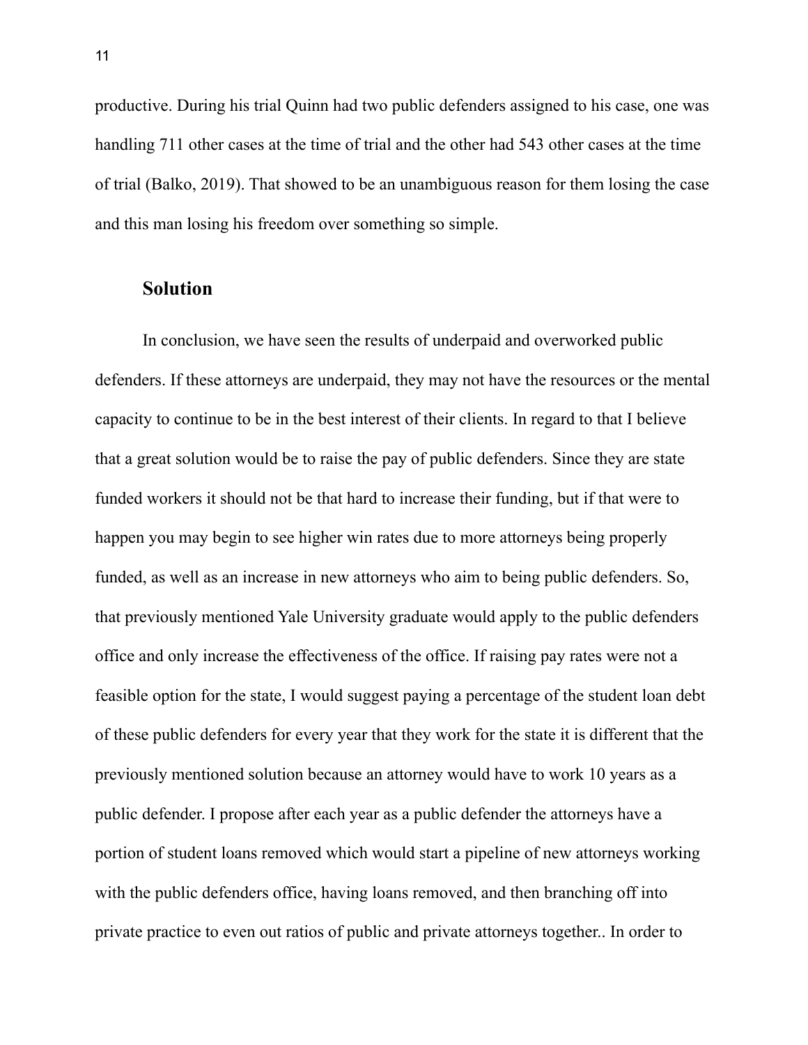productive. During his trial Quinn had two public defenders assigned to his case, one was handling 711 other cases at the time of trial and the other had 543 other cases at the time of trial (Balko, 2019). That showed to be an unambiguous reason for them losing the case and this man losing his freedom over something so simple.

## Solution

In conclusion, we have seen the results of underpaid and overworked public defenders. If these attorneys are underpaid, they may not have the resources or the mental capacity to continue to be in the best interest of their clients. In regard to that I believe that a great solution would be to raise the pay of public defenders. Since they are state funded workers it should not be that hard to increase their funding, but if that were to happen you may begin to see higher win rates due to more attorneys being properly funded, as well as an increase in new attorneys who aim to being public defenders. So, that previously mentioned Yale University graduate would apply to the public defenders office and only increase the effectiveness of the office. If raising pay rates were not a feasible option for the state, I would suggest paying a percentage of the student loan debt of these public defenders for every year that they work for the state it is different that the previously mentioned solution because an attorney would have to work 10 years as a public defender. I propose after each year as a public defender the attorneys have a portion of student loans removed which would start a pipeline of new attorneys working with the public defenders office, having loans removed, and then branching off into private practice to even out ratios of public and private attorneys together.. In order to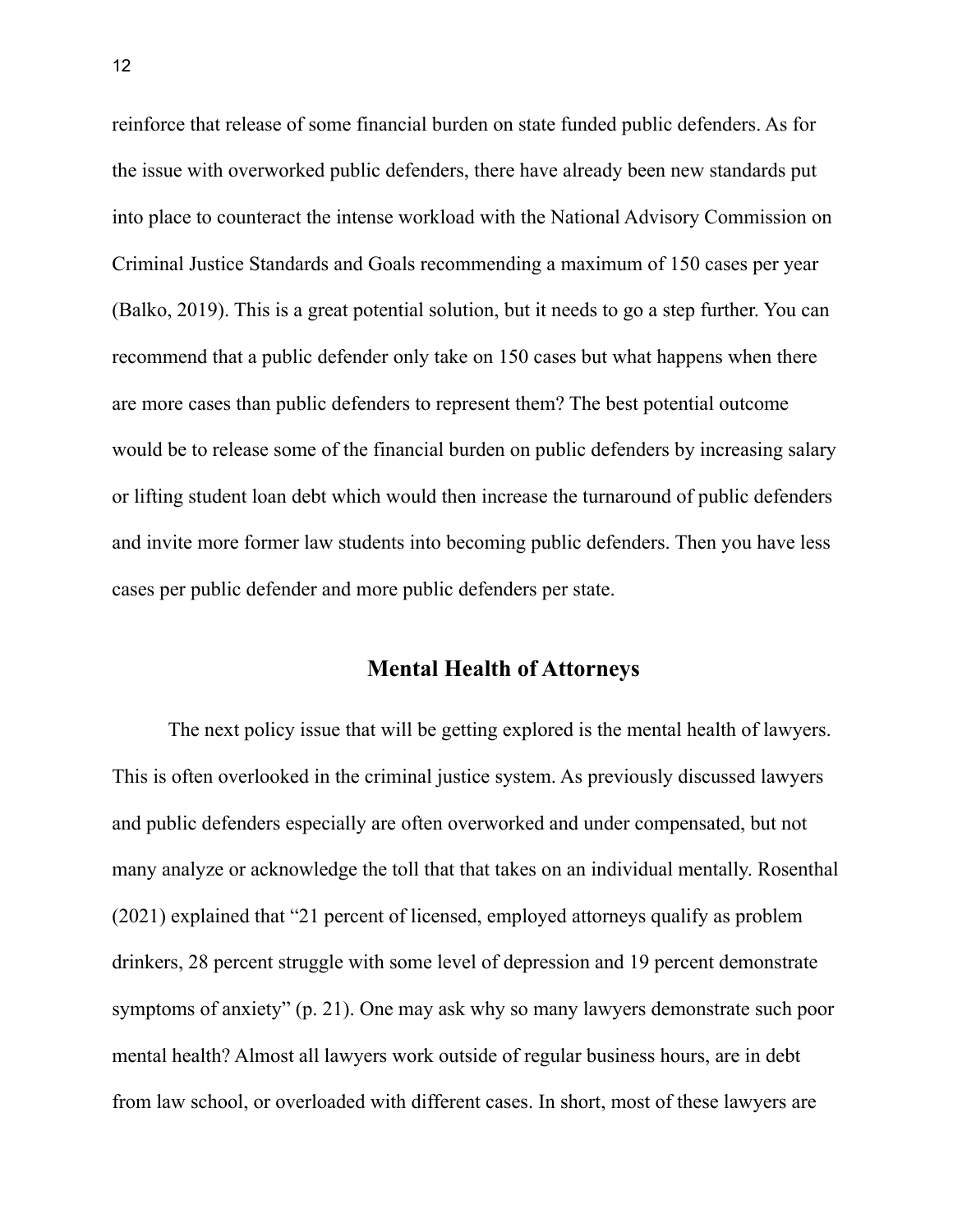reinforce that release of some financial burden on state funded public defenders. As for the issue with overworked public defenders, there have already been new standards put into place to counteract the intense workload with the National Advisory Commission on Criminal Justice Standards and Goals recommending a maximum of 150 cases per year (Balko, 2019). This is a great potential solution, but it needs to go a step further. You can recommend that a public defender only take on 150 cases but what happens when there are more cases than public defenders to represent them? The best potential outcome would be to release some of the financial burden on public defenders by increasing salary or lifting student loan debt which would then increase the turnaround of public defenders and invite more former law students into becoming public defenders. Then you have less cases per public defender and more public defenders per state.

## Mental Health of Attorneys

The next policy issue that will be getting explored is the mental health of lawyers. This is often overlooked in the criminal justice system. As previously discussed lawyers and public defenders especially are often overworked and under compensated, but not many analyze or acknowledge the toll that that takes on an individual mentally. Rosenthal (2021) explained that "21 percent of licensed, employed attorneys qualify as problem drinkers, 28 percent struggle with some level of depression and 19 percent demonstrate symptoms of anxiety" (p. 21). One may ask why so many lawyers demonstrate such poor mental health? Almost all lawyers work outside of regular business hours, are in debt from law school, or overloaded with different cases. In short, most of these lawyers are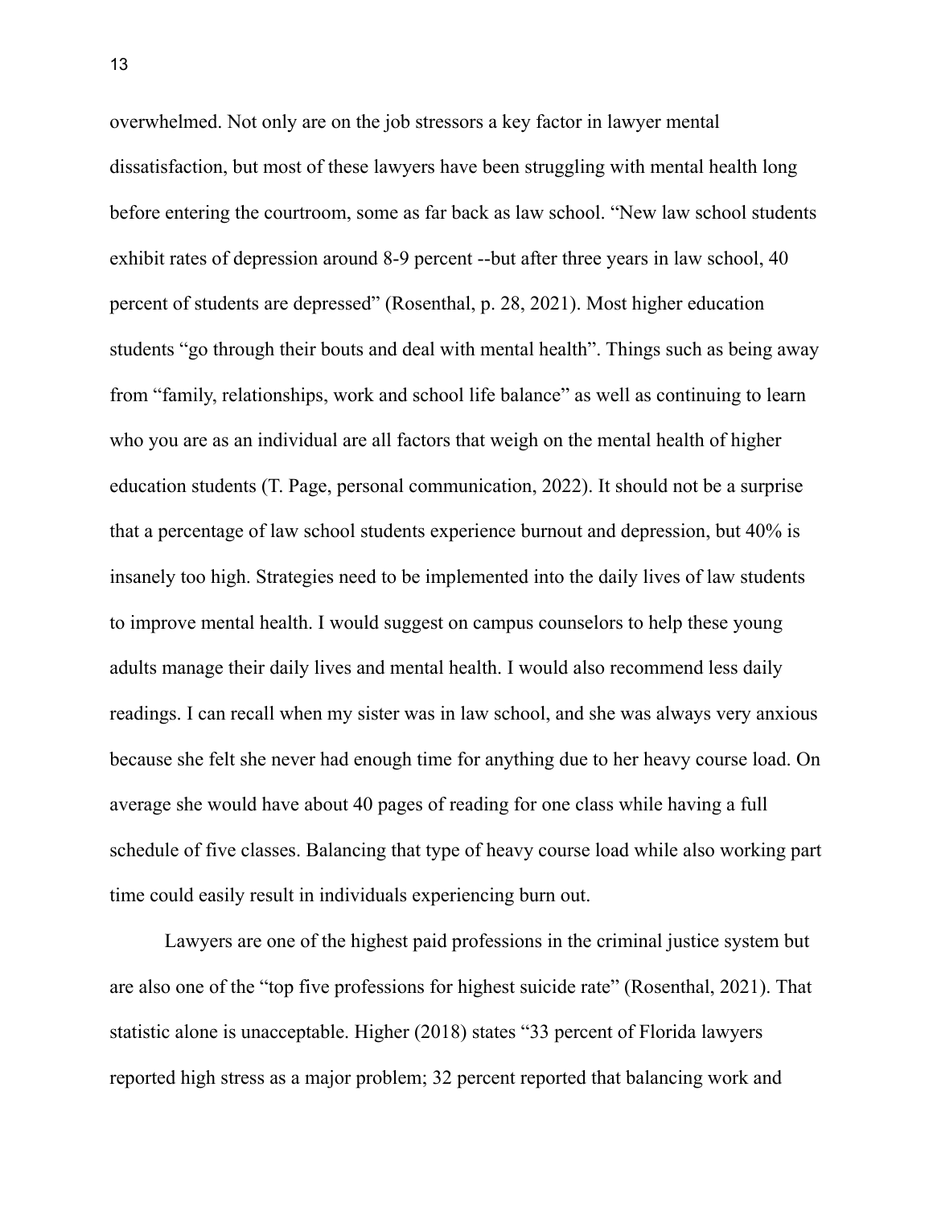overwhelmed. Not only are on the job stressors a key factor in lawyer mental dissatisfaction, but most of these lawyers have been struggling with mental health long before entering the courtroom, some as far back as law school. "New law school students exhibit rates of depression around 8-9 percent --but after three years in law school, 40 percent of students are depressed" (Rosenthal, p. 28, 2021). Most higher education students "go through their bouts and deal with mental health". Things such as being away from "family, relationships, work and school life balance" as well as continuing to learn who you are as an individual are all factors that weigh on the mental health of higher education students (T. Page, personal communication, 2022). It should not be a surprise that a percentage of law school students experience burnout and depression, but 40% is insanely too high. Strategies need to be implemented into the daily lives of law students to improve mental health. I would suggest on campus counselors to help these young adults manage their daily lives and mental health. I would also recommend less daily readings. I can recall when my sister was in law school, and she was always very anxious because she felt she never had enough time for anything due to her heavy course load. On average she would have about 40 pages of reading for one class while having a full schedule of five classes. Balancing that type of heavy course load while also working part time could easily result in individuals experiencing burn out.

Lawyers are one of the highest paid professions in the criminal justice system but are also one of the "top five professions for highest suicide rate" (Rosenthal, 2021). That statistic alone is unacceptable. Higher (2018) states "33 percent of Florida lawyers reported high stress as a major problem; 32 percent reported that balancing work and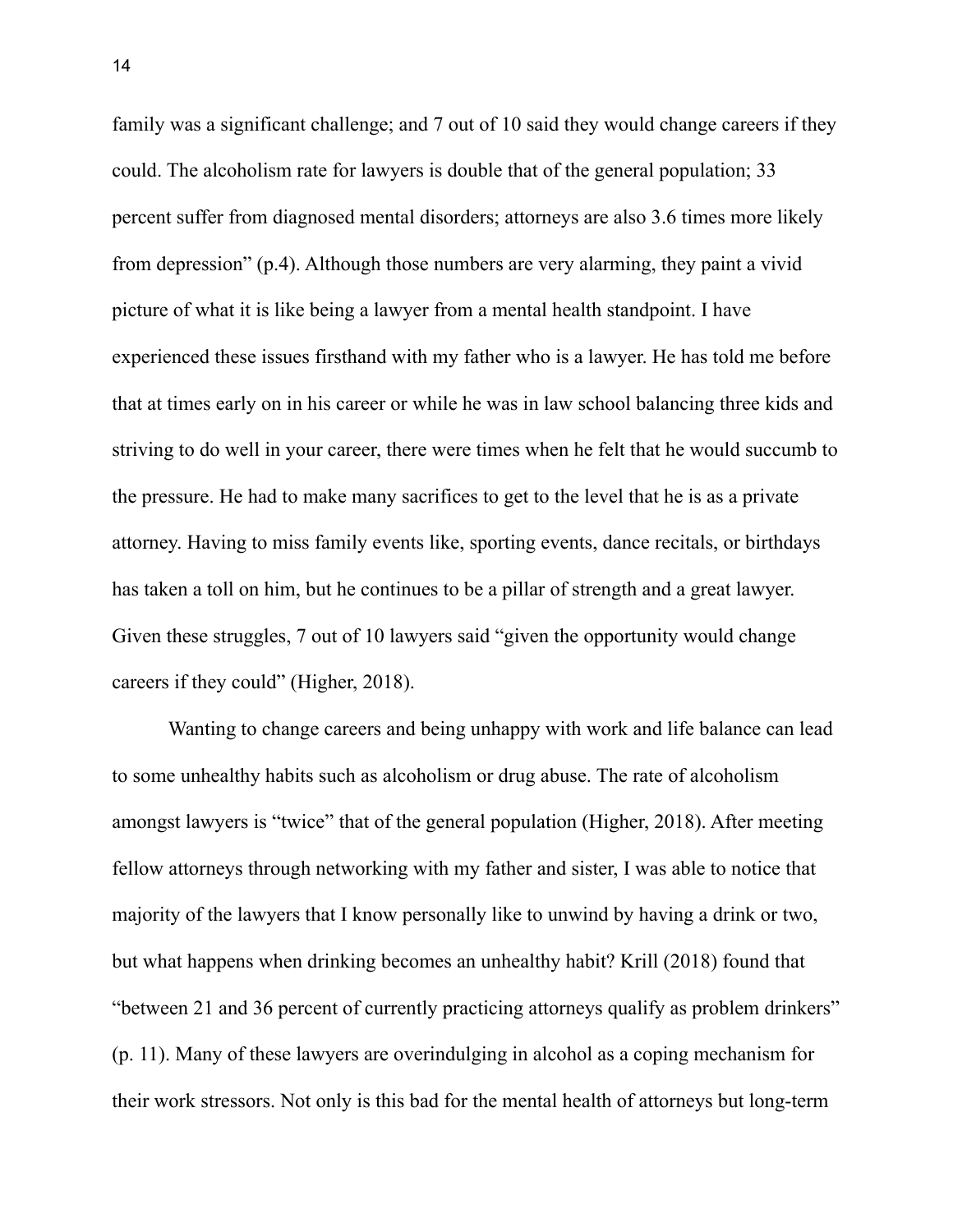family was a significant challenge; and 7 out of 10 said they would change careers if they could. The alcoholism rate for lawyers is double that of the general population; 33 percent suffer from diagnosed mental disorders; attorneys are also 3.6 times more likely from depression" (p.4). Although those numbers are very alarming, they paint a vivid picture of what it is like being a lawyer from a mental health standpoint. I have experienced these issues firsthand with my father who is a lawyer. He has told me before that at times early on in his career or while he was in law school balancing three kids and striving to do well in your career, there were times when he felt that he would succumb to the pressure. He had to make many sacrifices to get to the level that he is as a private attorney. Having to miss family events like, sporting events, dance recitals, or birthdays has taken a toll on him, but he continues to be a pillar of strength and a great lawyer. Given these struggles, 7 out of 10 lawyers said "given the opportunity would change careers if they could" (Higher, 2018).

Wanting to change careers and being unhappy with work and life balance can lead to some unhealthy habits such as alcoholism or drug abuse. The rate of alcoholism amongst lawyers is "twice" that of the general population (Higher, 2018). After meeting fellow attorneys through networking with my father and sister, I was able to notice that majority of the lawyers that I know personally like to unwind by having a drink or two, but what happens when drinking becomes an unhealthy habit? Krill (2018) found that "between 21 and 36 percent of currently practicing attorneys qualify as problem drinkers" (p. 11). Many of these lawyers are overindulging in alcohol as a coping mechanism for their work stressors. Not only is this bad for the mental health of attorneys but long-term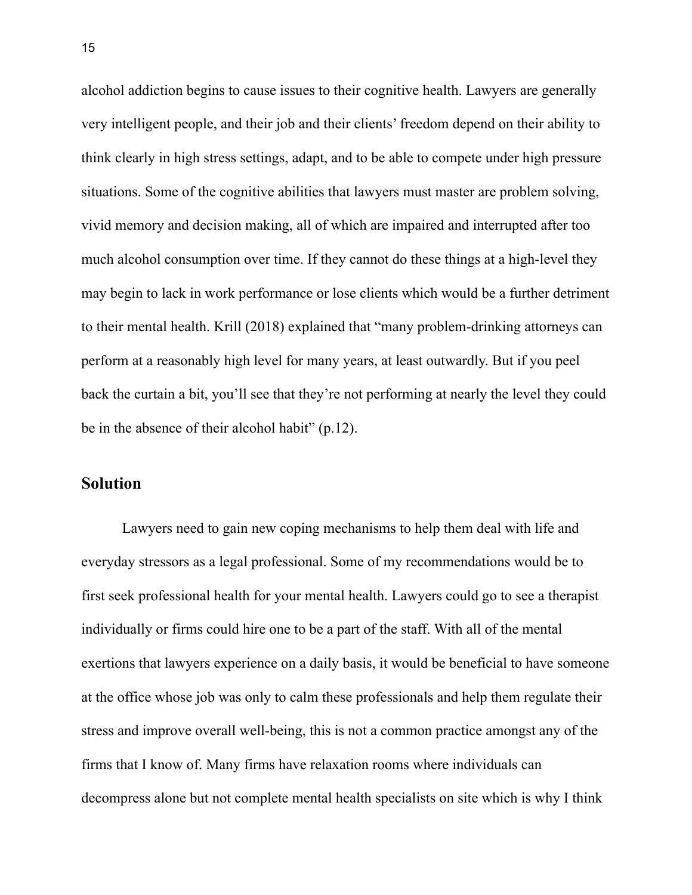alcohol addiction begins to cause issues to their cognitive health. Lawyers are generally very intelligent people, and their job and their clients' freedom depend on their ability to think clearly in high stress settings, adapt, and to be able to compete under high pressure situations. Some of the cognitive abilities that lawyers must master are problem solving, vivid memory and decision making, all of which are impaired and interrupted after too much alcohol consumption over time. If they cannot do these things at a high-level they may begin to lack in work performance or lose clients which would be a further detriment to their mental health. Krill (2018) explained that "many problem-drinking attorneys can perform at a reasonably high level for many years, at least outwardly. But if you peel back the curtain a bit, you'll see that they're not performing at nearly the level they could be in the absence of their alcohol habit" (p.12).

## Solution

Lawyers need to gain new coping mechanisms to help them deal with life and everyday stressors as a legal professional. Some of my recommendations would be to first seek professional health for your mental health. Lawyers could go to see a therapist individually or firms could hire one to be a part of the staff. With all of the mental exertions that lawyers experience on a daily basis, it would be beneficial to have someone at the office whose job was only to calm these professionals and help them regulate their stress and improve overall well-being, this is not a common practice amongst any of the firms that I know of. Many firms have relaxation rooms where individuals can decompress alone but not complete mental health specialists on site which is why I think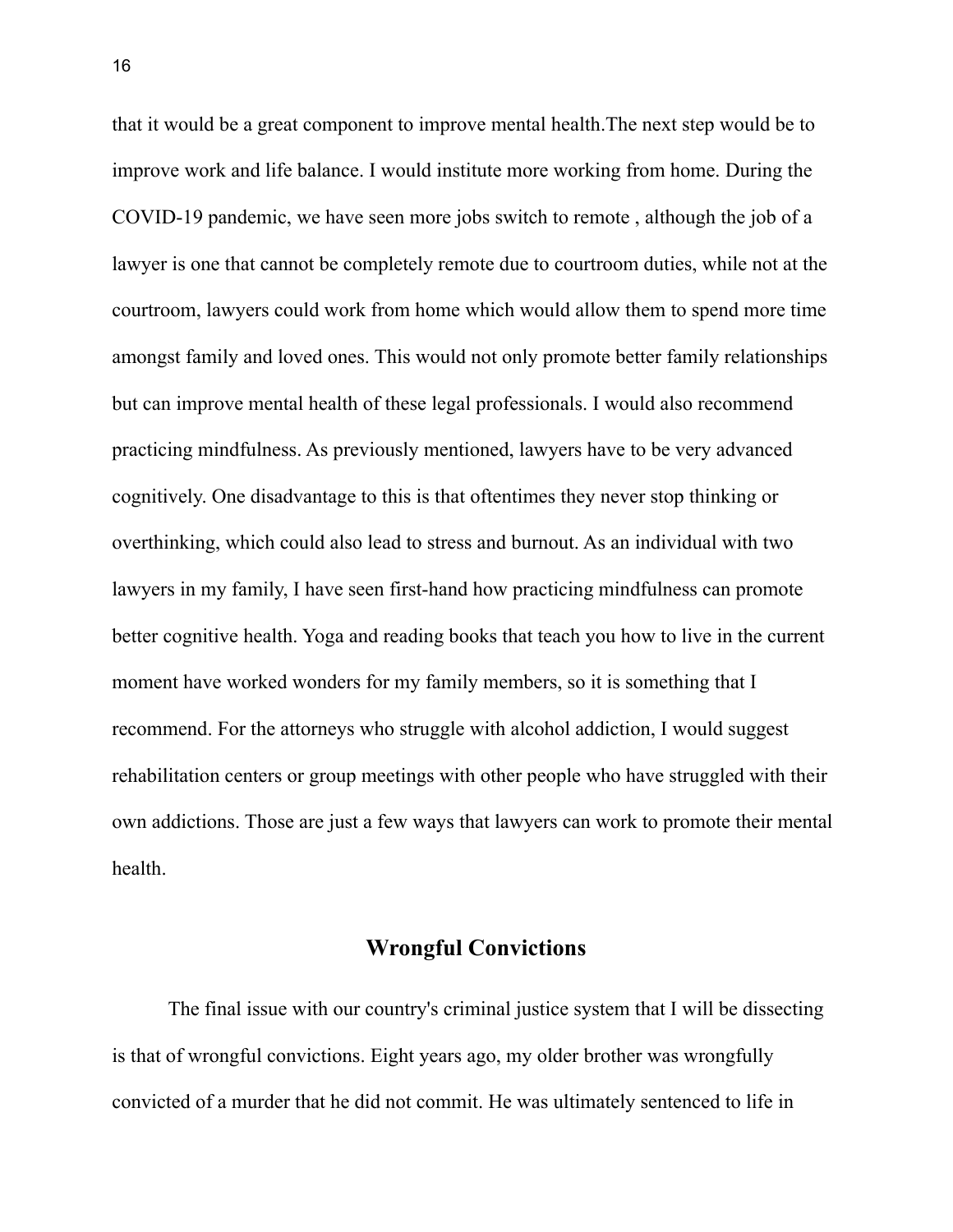that it would be a great component to improve mental health.The next step would be to improve work and life balance. I would institute more working from home. During the COVID-19 pandemic, we have seen more jobs switch to remote , although the job of a lawyer is one that cannot be completely remote due to courtroom duties, while not at the courtroom, lawyers could work from home which would allow them to spend more time amongst family and loved ones. This would not only promote better family relationships but can improve mental health of these legal professionals. I would also recommend practicing mindfulness. As previously mentioned, lawyers have to be very advanced cognitively. One disadvantage to this is that oftentimes they never stop thinking or overthinking, which could also lead to stress and burnout. As an individual with two lawyers in my family, I have seen first-hand how practicing mindfulness can promote better cognitive health. Yoga and reading books that teach you how to live in the current moment have worked wonders for my family members, so it is something that I recommend. For the attorneys who struggle with alcohol addiction, I would suggest rehabilitation centers or group meetings with other people who have struggled with their own addictions. Those are just a few ways that lawyers can work to promote their mental health.

## Wrongful Convictions

The final issue with our country's criminal justice system that I will be dissecting is that of wrongful convictions. Eight years ago, my older brother was wrongfully convicted of a murder that he did not commit. He was ultimately sentenced to life in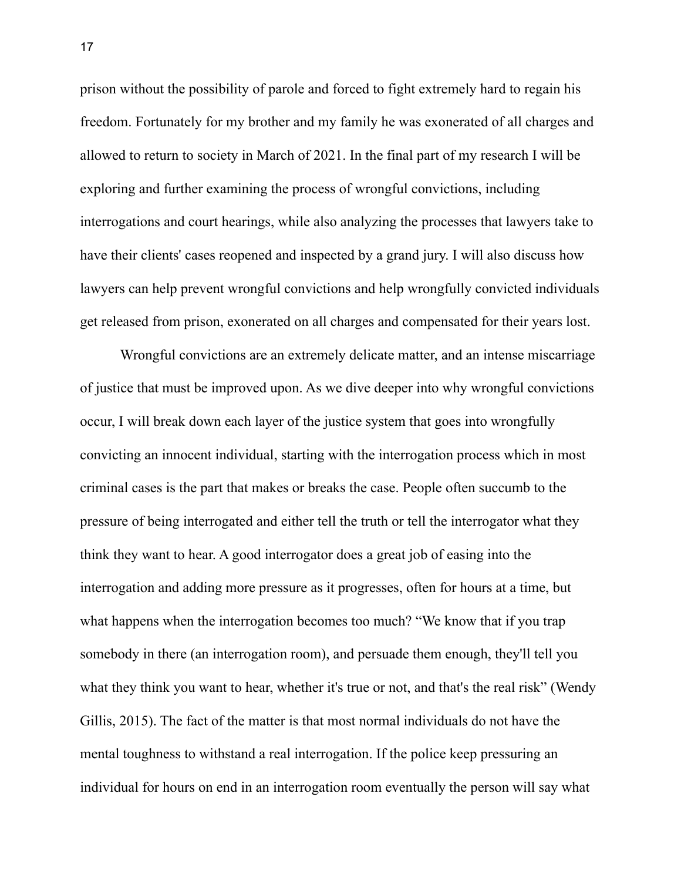prison without the possibility of parole and forced to fight extremely hard to regain his freedom. Fortunately for my brother and my family he was exonerated of all charges and allowed to return to society in March of 2021. In the final part of my research I will be exploring and further examining the process of wrongful convictions, including interrogations and court hearings, while also analyzing the processes that lawyers take to have their clients' cases reopened and inspected by a grand jury. I will also discuss how lawyers can help prevent wrongful convictions and help wrongfully convicted individuals get released from prison, exonerated on all charges and compensated for their years lost.

Wrongful convictions are an extremely delicate matter, and an intense miscarriage of justice that must be improved upon. As we dive deeper into why wrongful convictions occur, I will break down each layer of the justice system that goes into wrongfully convicting an innocent individual, starting with the interrogation process which in most criminal cases is the part that makes or breaks the case. People often succumb to the pressure of being interrogated and either tell the truth or tell the interrogator what they think they want to hear. A good interrogator does a great job of easing into the interrogation and adding more pressure as it progresses, often for hours at a time, but what happens when the interrogation becomes too much? "We know that if you trap somebody in there (an interrogation room), and persuade them enough, they'll tell you what they think you want to hear, whether it's true or not, and that's the real risk" (Wendy Gillis, 2015). The fact of the matter is that most normal individuals do not have the mental toughness to withstand a real interrogation. If the police keep pressuring an individual for hours on end in an interrogation room eventually the person will say what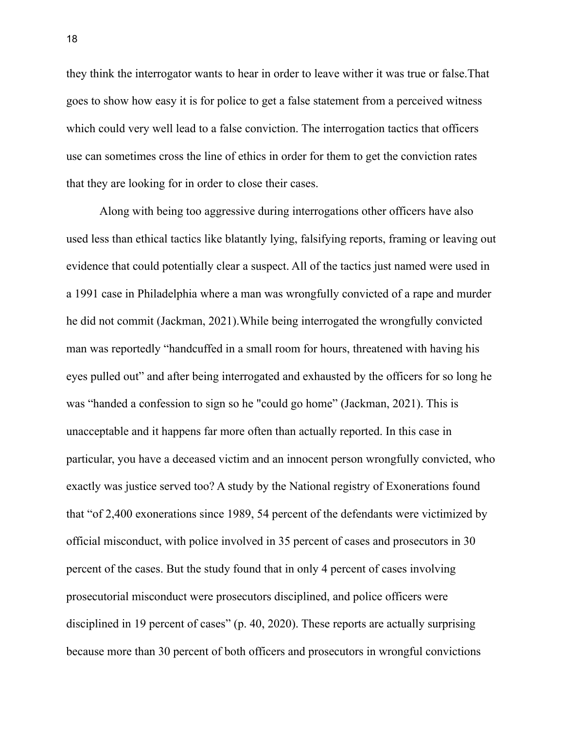they think the interrogator wants to hear in order to leave wither it was true or false.That goes to show how easy it is for police to get a false statement from a perceived witness which could very well lead to a false conviction. The interrogation tactics that officers use can sometimes cross the line of ethics in order for them to get the conviction rates that they are looking for in order to close their cases.

Along with being too aggressive during interrogations other officers have also used less than ethical tactics like blatantly lying, falsifying reports, framing or leaving out evidence that could potentially clear a suspect. All of the tactics just named were used in a 1991 case in Philadelphia where a man was wrongfully convicted of a rape and murder he did not commit (Jackman, 2021).While being interrogated the wrongfully convicted man was reportedly “handcuffed in a small room for hours, threatened with having his eyes pulled out” and after being interrogated and exhausted by the officers for so long he was “handed a confession to sign so he "could go home” (Jackman, 2021). This is unacceptable and it happens far more often than actually reported. In this case in particular, you have a deceased victim and an innocent person wrongfully convicted, who exactly was justice served too? A study by the National registry of Exonerations found that “of 2,400 exonerations since 1989, 54 percent of the defendants were victimized by official misconduct, with police involved in 35 percent of cases and prosecutors in 30 percent of the cases. But the study found that in only 4 percent of cases involving prosecutorial misconduct were prosecutors disciplined, and police officers were disciplined in 19 percent of cases” (p. 40, 2020). These reports are actually surprising because more than 30 percent of both officers and prosecutors in wrongful convictions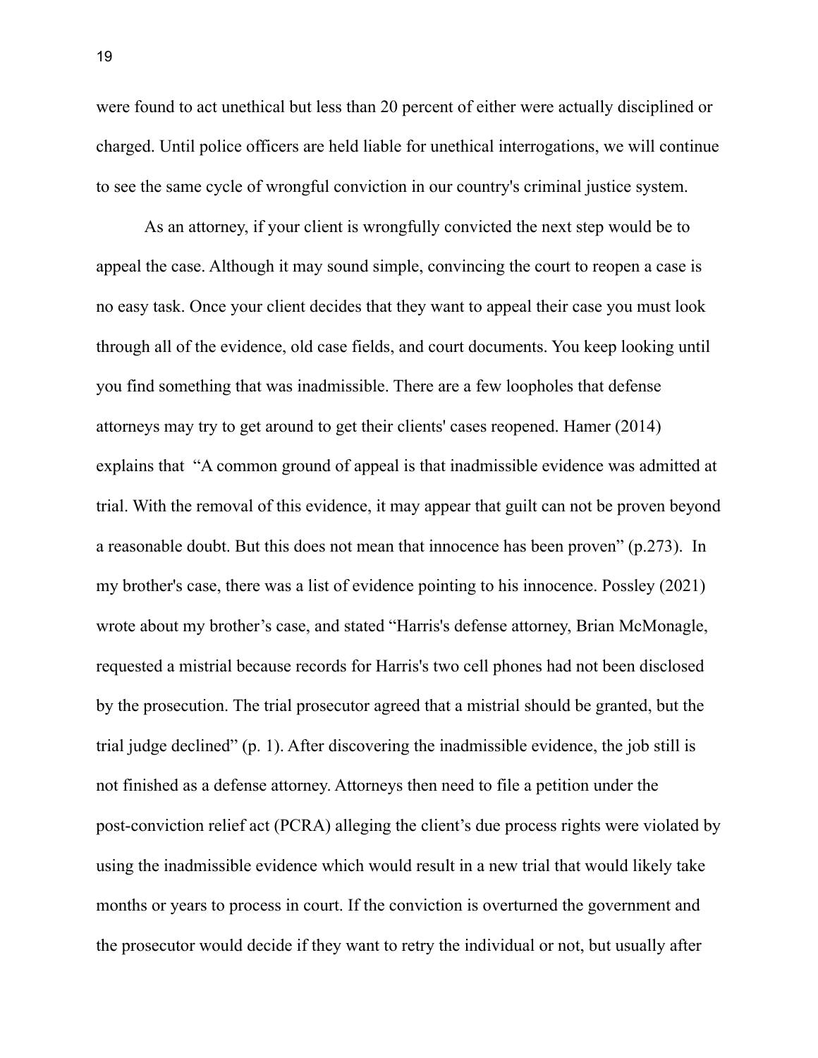were found to act unethical but less than 20 percent of either were actually disciplined or charged. Until police officers are held liable for unethical interrogations, we will continue to see the same cycle of wrongful conviction in our country's criminal justice system.

As an attorney, if your client is wrongfully convicted the next step would be to appeal the case. Although it may sound simple, convincing the court to reopen a case is no easy task. Once your client decides that they want to appeal their case you must look through all of the evidence, old case fields, and court documents. You keep looking until you find something that was inadmissible. There are a few loopholes that defense attorneys may try to get around to get their clients' cases reopened. Hamer (2014) explains that "A common ground of appeal is that inadmissible evidence was admitted at trial. With the removal of this evidence, it may appear that guilt can not be proven beyond a reasonable doubt. But this does not mean that innocence has been proven" (p.273). In my brother's case, there was a list of evidence pointing to his innocence. Possley (2021) wrote about my brother's case, and stated "Harris's defense attorney, Brian McMonagle, requested a mistrial because records for Harris's two cell phones had not been disclosed by the prosecution. The trial prosecutor agreed that a mistrial should be granted, but the trial judge declined" (p. 1). After discovering the inadmissible evidence, the job still is not finished as a defense attorney. Attorneys then need to file a petition under the post-conviction relief act (PCRA) alleging the client's due process rights were violated by using the inadmissible evidence which would result in a new trial that would likely take months or years to process in court. If the conviction is overturned the government and the prosecutor would decide if they want to retry the individual or not, but usually after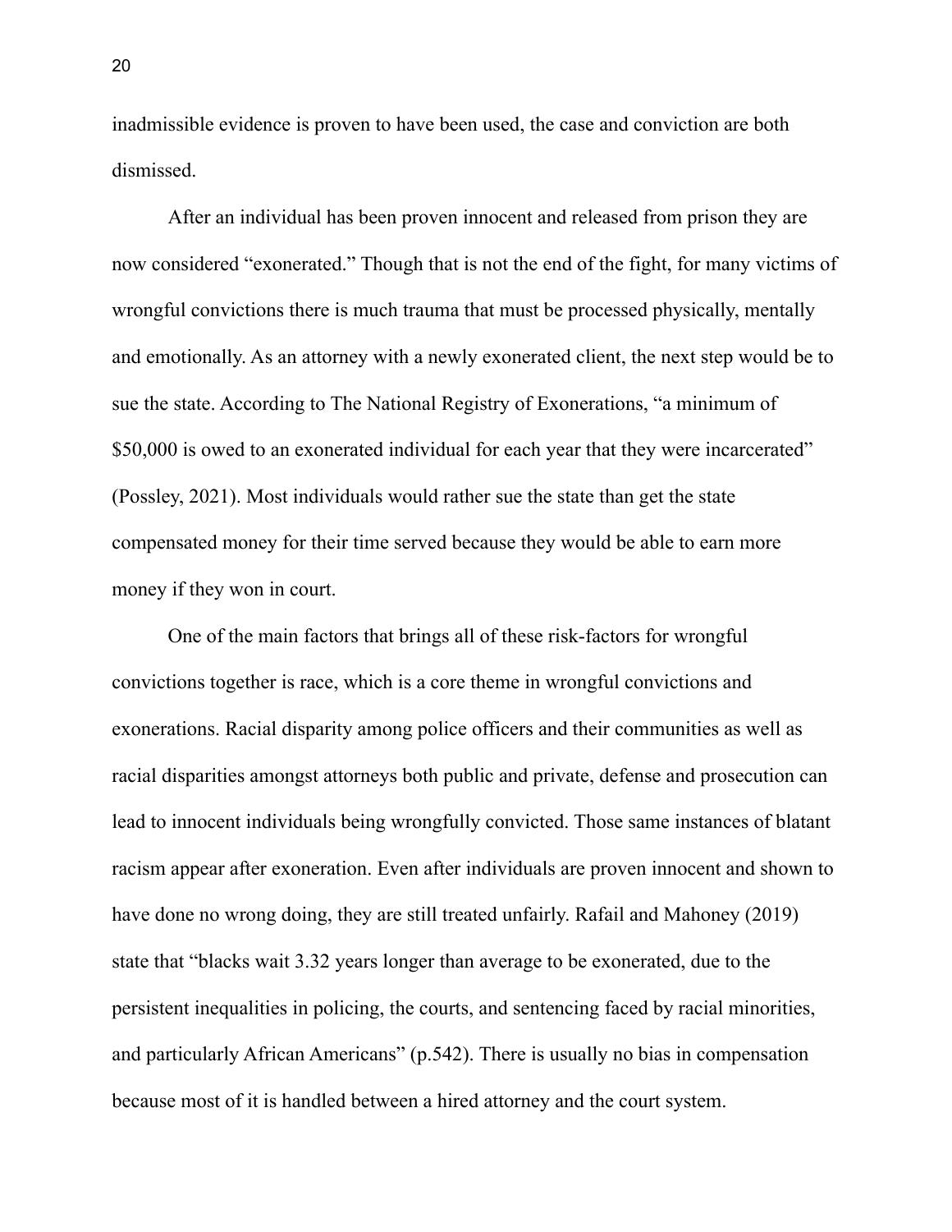inadmissible evidence is proven to have been used, the case and conviction are both dismissed.

After an individual has been proven innocent and released from prison they are now considered "exonerated." Though that is not the end of the fight, for many victims of wrongful convictions there is much trauma that must be processed physically, mentally and emotionally. As an attorney with a newly exonerated client, the next step would be to sue the state. According to The National Registry of Exonerations, "a minimum of $50,000 is owed to an exonerated individual for each year that they were incarcerated" (Possley, 2021). Most individuals would rather sue the state than get the state compensated money for their time served because they would be able to earn more money if they won in court.

One of the main factors that brings all of these risk-factors for wrongful convictions together is race, which is a core theme in wrongful convictions and exonerations. Racial disparity among police officers and their communities as well as racial disparities amongst attorneys both public and private, defense and prosecution can lead to innocent individuals being wrongfully convicted. Those same instances of blatant racism appear after exoneration. Even after individuals are proven innocent and shown to have done no wrong doing, they are still treated unfairly. Rafail and Mahoney (2019) state that "blacks wait 3.32 years longer than average to be exonerated, due to the persistent inequalities in policing, the courts, and sentencing faced by racial minorities, and particularly African Americans" (p.542). There is usually no bias in compensation because most of it is handled between a hired attorney and the court system.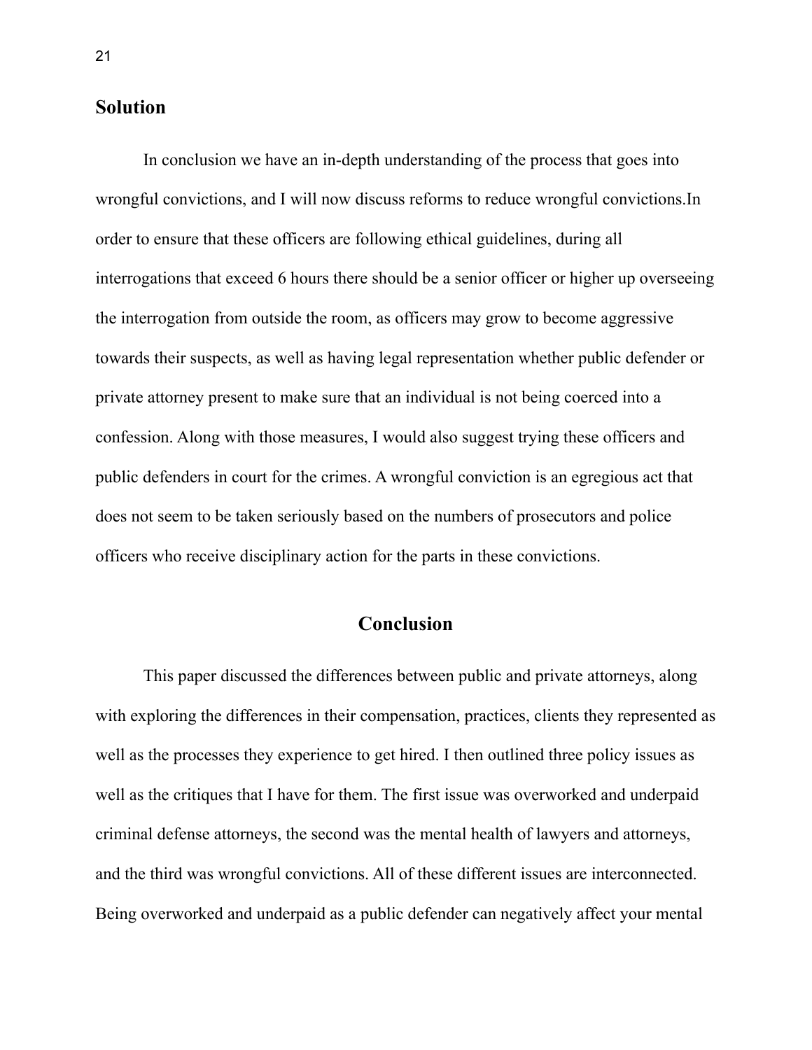## Solution

In conclusion we have an in-depth understanding of the process that goes into wrongful convictions, and I will now discuss reforms to reduce wrongful convictions.In order to ensure that these officers are following ethical guidelines, during all interrogations that exceed 6 hours there should be a senior officer or higher up overseeing the interrogation from outside the room, as officers may grow to become aggressive towards their suspects, as well as having legal representation whether public defender or private attorney present to make sure that an individual is not being coerced into a confession. Along with those measures, I would also suggest trying these officers and public defenders in court for the crimes. A wrongful conviction is an egregious act that does not seem to be taken seriously based on the numbers of prosecutors and police officers who receive disciplinary action for the parts in these convictions.

## Conclusion

This paper discussed the differences between public and private attorneys, along with exploring the differences in their compensation, practices, clients they represented as well as the processes they experience to get hired. I then outlined three policy issues as well as the critiques that I have for them. The first issue was overworked and underpaid criminal defense attorneys, the second was the mental health of lawyers and attorneys, and the third was wrongful convictions. All of these different issues are interconnected. Being overworked and underpaid as a public defender can negatively affect your mental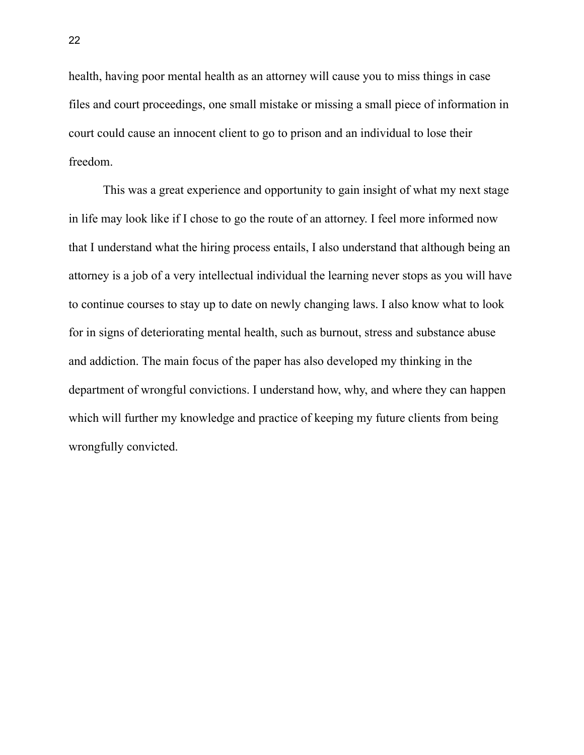health, having poor mental health as an attorney will cause you to miss things in case files and court proceedings, one small mistake or missing a small piece of information in court could cause an innocent client to go to prison and an individual to lose their freedom.

This was a great experience and opportunity to gain insight of what my next stage in life may look like if I chose to go the route of an attorney. I feel more informed now that I understand what the hiring process entails, I also understand that although being an attorney is a job of a very intellectual individual the learning never stops as you will have to continue courses to stay up to date on newly changing laws. I also know what to look for in signs of deteriorating mental health, such as burnout, stress and substance abuse and addiction. The main focus of the paper has also developed my thinking in the department of wrongful convictions. I understand how, why, and where they can happen which will further my knowledge and practice of keeping my future clients from being wrongfully convicted.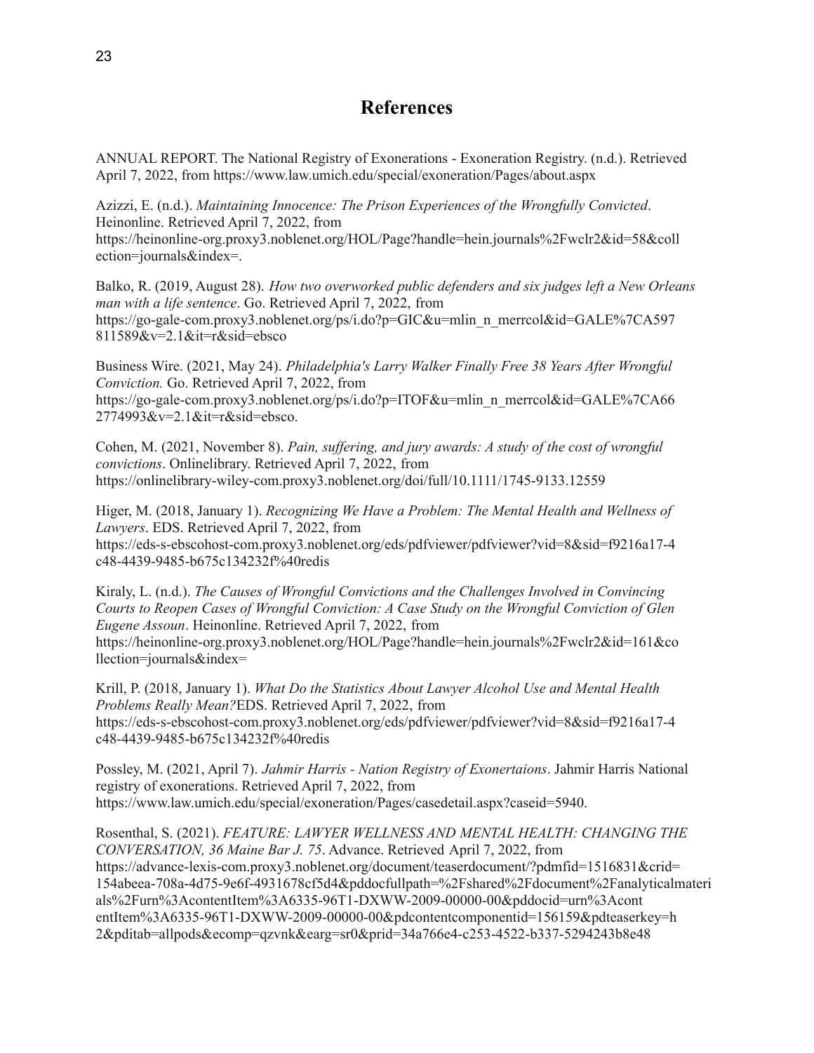# References

ANNUAL REPORT. The National Registry of Exonerations - Exoneration Registry. (n.d.). Retrieved April 7, 2022, from https://www.law.umich.edu/special/exoneration/Pages/about.aspx

Azizzi, E. (n.d.). *Maintaining Innocence: The Prison Experiences of the Wrongfully Convicted*. Heinonline. Retrieved April 7, 2022, from https://heinonline-org.proxy3.noblenet.org/HOL/Page?handle=hein.journals%2Fwclr2&id=58&collection=journals&index=.

Balko, R. (2019, August 28). *How two overworked public defenders and six judges left a New Orleans man with a life sentence*. Go. Retrieved April 7, 2022, from https://go-gale-com.proxy3.noblenet.org/ps/i.do?p=GIC&u=mlin_n_merrcol&id=GALE%7CA597811589&v=2.1&it=r&sid=ebsco

Business Wire. (2021, May 24). *Philadelphia's Larry Walker Finally Free 38 Years After Wrongful Conviction.* Go. Retrieved April 7, 2022, from https://go-gale-com.proxy3.noblenet.org/ps/i.do?p=ITOF&u=mlin_n_merrcol&id=GALE%7CA662774993&v=2.1&it=r&sid=ebsco.

Cohen, M. (2021, November 8). *Pain, suffering, and jury awards: A study of the cost of wrongful convictions*. Onlinelibrary. Retrieved April 7, 2022, from https://onlinelibrary-wiley-com.proxy3.noblenet.org/doi/full/10.1111/1745-9133.12559

Higer, M. (2018, January 1). *Recognizing We Have a Problem: The Mental Health and Wellness of Lawyers*. EDS. Retrieved April 7, 2022, from https://eds-s-ebscohost-com.proxy3.noblenet.org/eds/pdfviewer/pdfviewer?vid=8&sid=f9216a17-4c48-4439-9485-b675c134232f%40redis

Kiraly, L. (n.d.). *The Causes of Wrongful Convictions and the Challenges Involved in Convincing Courts to Reopen Cases of Wrongful Conviction: A Case Study on the Wrongful Conviction of Glen Eugene Assoun*. Heinonline. Retrieved April 7, 2022, from https://heinonline-org.proxy3.noblenet.org/HOL/Page?handle=hein.journals%2Fwclr2&id=161&collection=journals&index=

Krill, P. (2018, January 1). *What Do the Statistics About Lawyer Alcohol Use and Mental Health Problems Really Mean?*EDS. Retrieved April 7, 2022, from https://eds-s-ebscohost-com.proxy3.noblenet.org/eds/pdfviewer/pdfviewer?vid=8&sid=f9216a17-4c48-4439-9485-b675c134232f%40redis

Possley, M. (2021, April 7). *Jahmir Harris - Nation Registry of Exonertaions*. Jahmir Harris National registry of exonerations. Retrieved April 7, 2022, from https://www.law.umich.edu/special/exoneration/Pages/casedetail.aspx?caseid=5940.

Rosenthal, S. (2021). *FEATURE: LAWYER WELLNESS AND MENTAL HEALTH: CHANGING THE CONVERSATION, 36 Maine Bar J. 75*. Advance. Retrieved April 7, 2022, from https://advance-lexis-com.proxy3.noblenet.org/document/teaserdocument/?pdmfid=1516831&crid=154abeea-708a-4d75-9e6f-4931678cf5d4&pddocfullpath=%2Fshared%2Fdocument%2Fanalyticalmaterials%2Furn%3AcontentItem%3A6335-96T1-DXWW-2009-00000-00&pddocid=urn%3AcontentItem%3A6335-96T1-DXWW-2009-00000-00&pdcontentcomponentid=156159&pdteaserkey=h2&pditab=allpods&ecomp=qzvnk&earg=sr0&prid=34a766e4-c253-4522-b337-5294243b8e48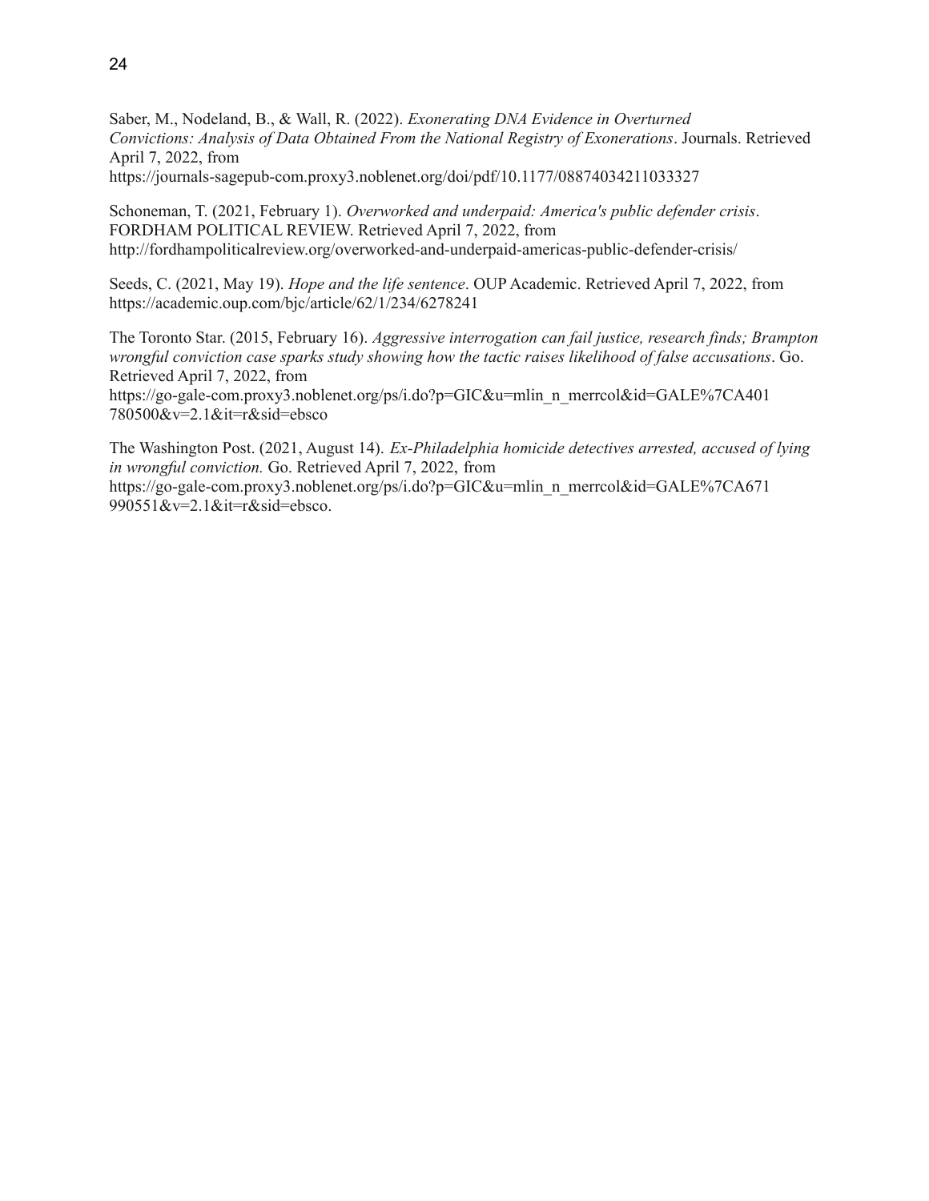Saber, M., Nodeland, B., & Wall, R. (2022). *Exonerating DNA Evidence in Overturned Convictions: Analysis of Data Obtained From the National Registry of Exonerations*. Journals. Retrieved April 7, 2022, from https://journals-sagepub-com.proxy3.noblenet.org/doi/pdf/10.1177/08874034211033327

Schoneman, T. (2021, February 1). *Overworked and underpaid: America's public defender crisis*. FORDHAM POLITICAL REVIEW. Retrieved April 7, 2022, from http://fordhampoliticalreview.org/overworked-and-underpaid-americas-public-defender-crisis/

Seeds, C. (2021, May 19). *Hope and the life sentence*. OUP Academic. Retrieved April 7, 2022, from https://academic.oup.com/bjc/article/62/1/234/6278241

The Toronto Star. (2015, February 16). *Aggressive interrogation can fail justice, research finds; Brampton wrongful conviction case sparks study showing how the tactic raises likelihood of false accusations*. Go. Retrieved April 7, 2022, from https://go-gale-com.proxy3.noblenet.org/ps/i.do?p=GIC&u=mlin_n_merrcol&id=GALE%7CA401780500&v=2.1&it=r&sid=ebsco

The Washington Post. (2021, August 14). *Ex-Philadelphia homicide detectives arrested, accused of lying in wrongful conviction.* Go. Retrieved April 7, 2022, from https://go-gale-com.proxy3.noblenet.org/ps/i.do?p=GIC&u=mlin_n_merrcol&id=GALE%7CA671990551&v=2.1&it=r&sid=ebsco.